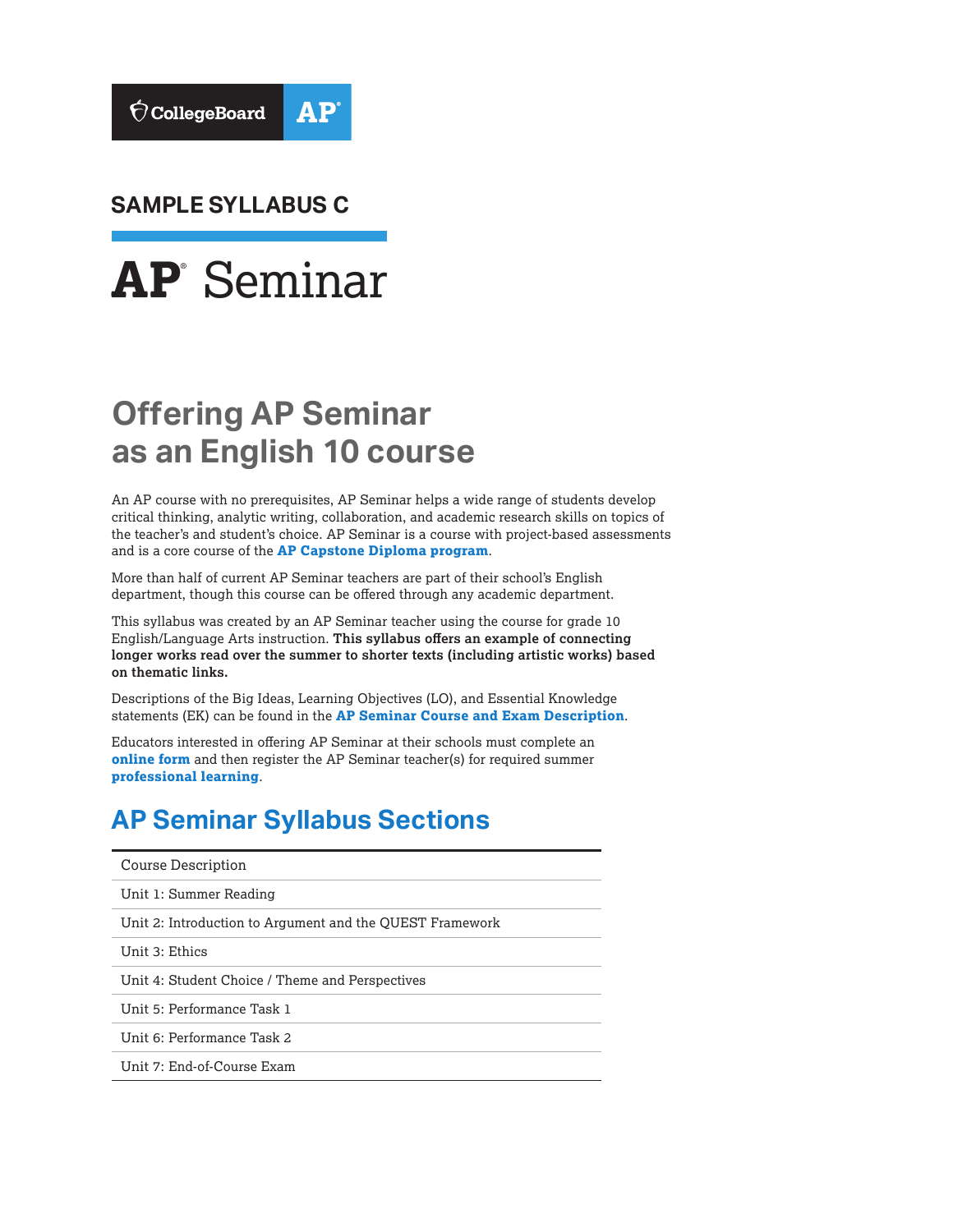SAMPLE SYLLABUS C

# AP® Seminar

## Offering AP Seminar as an English 10 course

An AP course with no prerequisites, AP Seminar helps a wide range of students develop critical thinking, analytic writing, collaboration, and academic research skills on topics of the teacher's and student's choice. AP Seminar is a course with project-based assessments and is a core course of the **AP Capstone Diploma program**.

More than half of current AP Seminar teachers are part of their school's English department, though this course can be offered through any academic department.

This syllabus was created by an AP Seminar teacher using the course for grade 10 English/Language Arts instruction. **This syllabus offers an example of connecting longer works read over the summer to shorter texts (including artistic works) based on thematic links.**

Descriptions of the Big Ideas, Learning Objectives (LO), and Essential Knowledge statements (EK) can be found in the **AP Seminar Course and Exam Description**.

Educators interested in offering AP Seminar at their schools must complete an **online form** and then register the AP Seminar teacher(s) for required summer **professional learning**.

## AP Seminar Syllabus Sections

| Course Description |
|---|
| Unit 1: Summer Reading |
| Unit 2: Introduction to Argument and the QUEST Framework |
| Unit 3: Ethics |
| Unit 4: Student Choice / Theme and Perspectives |
| Unit 5: Performance Task 1 |
| Unit 6: Performance Task 2 |
| Unit 7: End-of-Course Exam |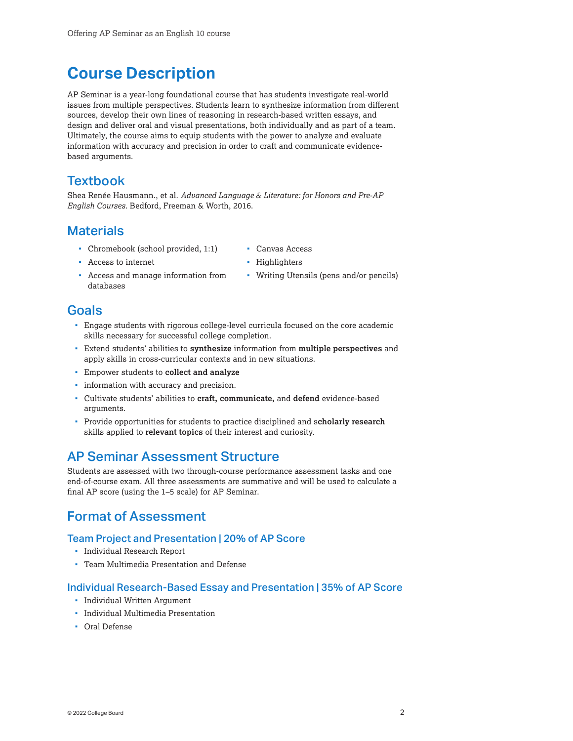# Course Description

AP Seminar is a year-long foundational course that has students investigate real-world issues from multiple perspectives. Students learn to synthesize information from different sources, develop their own lines of reasoning in research-based written essays, and design and deliver oral and visual presentations, both individually and as part of a team. Ultimately, the course aims to equip students with the power to analyze and evaluate information with accuracy and precision in order to craft and communicate evidence-based arguments.

## Textbook

Shea Renée Hausmann., et al. *Advanced Language & Literature: for Honors and Pre-AP English Courses*. Bedford, Freeman & Worth, 2016.

## Materials

- Chromebook (school provided, 1:1)
- Access to internet
- Access and manage information from databases
- Canvas Access
- Highlighters
- Writing Utensils (pens and/or pencils)

## Goals

- Engage students with rigorous college-level curricula focused on the core academic skills necessary for successful college completion.
- Extend students' abilities to **synthesize** information from **multiple perspectives** and apply skills in cross-curricular contexts and in new situations.
- Empower students to **collect and analyze**
- information with accuracy and precision.
- Cultivate students' abilities to **craft, communicate,** and **defend** evidence-based arguments.
- Provide opportunities for students to practice disciplined and s**cholarly research** skills applied to **relevant topics** of their interest and curiosity.

## AP Seminar Assessment Structure

Students are assessed with two through-course performance assessment tasks and one end-of-course exam. All three assessments are summative and will be used to calculate a final AP score (using the 1–5 scale) for AP Seminar.

## Format of Assessment

### Team Project and Presentation | 20% of AP Score

- Individual Research Report
- Team Multimedia Presentation and Defense

### Individual Research-Based Essay and Presentation | 35% of AP Score

- Individual Written Argument
- Individual Multimedia Presentation
- Oral Defense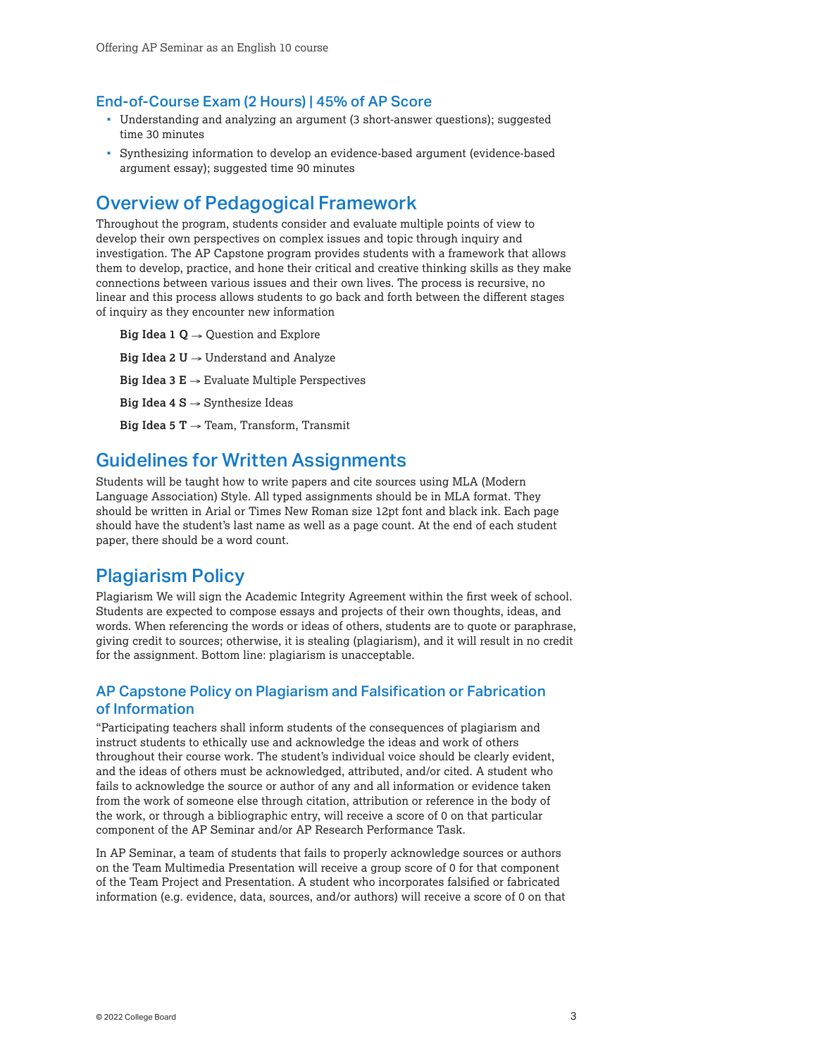### End-of-Course Exam (2 Hours) | 45% of AP Score

- Understanding and analyzing an argument (3 short-answer questions); suggested time 30 minutes
- Synthesizing information to develop an evidence-based argument (evidence-based argument essay); suggested time 90 minutes

## Overview of Pedagogical Framework

Throughout the program, students consider and evaluate multiple points of view to develop their own perspectives on complex issues and topic through inquiry and investigation. The AP Capstone program provides students with a framework that allows them to develop, practice, and hone their critical and creative thinking skills as they make connections between various issues and their own lives. The process is recursive, no linear and this process allows students to go back and forth between the different stages of inquiry as they encounter new information

**Big Idea 1 Q** → Question and Explore

**Big Idea 2 U** → Understand and Analyze

**Big Idea 3 E** → Evaluate Multiple Perspectives

**Big Idea 4 S** → Synthesize Ideas

**Big Idea 5 T** → Team, Transform, Transmit

## Guidelines for Written Assignments

Students will be taught how to write papers and cite sources using MLA (Modern Language Association) Style. All typed assignments should be in MLA format. They should be written in Arial or Times New Roman size 12pt font and black ink. Each page should have the student's last name as well as a page count. At the end of each student paper, there should be a word count.

## Plagiarism Policy

Plagiarism We will sign the Academic Integrity Agreement within the first week of school. Students are expected to compose essays and projects of their own thoughts, ideas, and words. When referencing the words or ideas of others, students are to quote or paraphrase, giving credit to sources; otherwise, it is stealing (plagiarism), and it will result in no credit for the assignment. Bottom line: plagiarism is unacceptable.

### AP Capstone Policy on Plagiarism and Falsification or Fabrication of Information

"Participating teachers shall inform students of the consequences of plagiarism and instruct students to ethically use and acknowledge the ideas and work of others throughout their course work. The student's individual voice should be clearly evident, and the ideas of others must be acknowledged, attributed, and/or cited. A student who fails to acknowledge the source or author of any and all information or evidence taken from the work of someone else through citation, attribution or reference in the body of the work, or through a bibliographic entry, will receive a score of 0 on that particular component of the AP Seminar and/or AP Research Performance Task.

In AP Seminar, a team of students that fails to properly acknowledge sources or authors on the Team Multimedia Presentation will receive a group score of 0 for that component of the Team Project and Presentation. A student who incorporates falsified or fabricated information (e.g. evidence, data, sources, and/or authors) will receive a score of 0 on that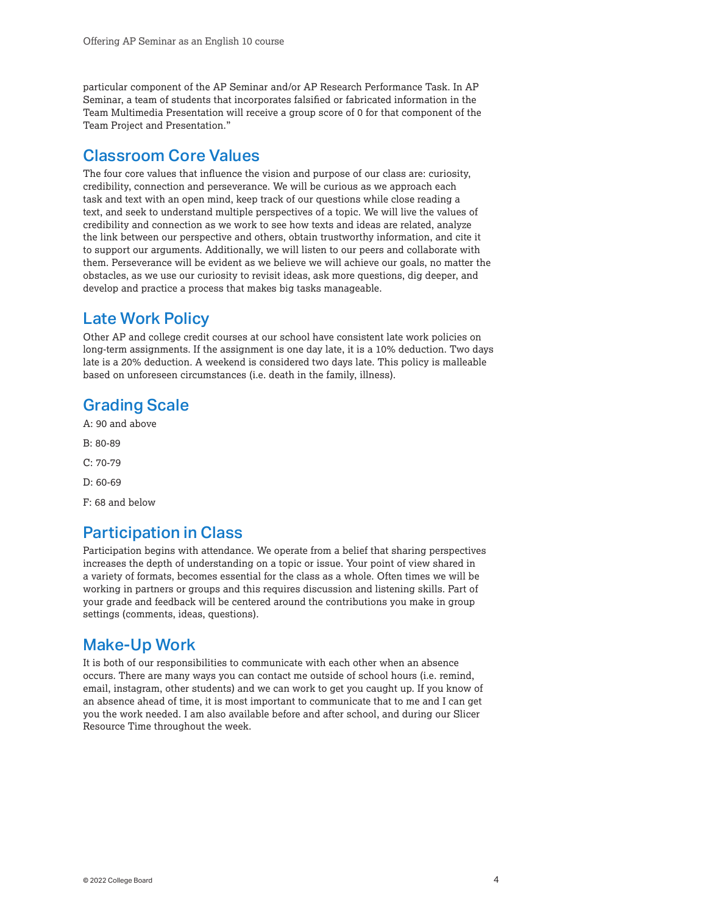particular component of the AP Seminar and/or AP Research Performance Task. In AP Seminar, a team of students that incorporates falsified or fabricated information in the Team Multimedia Presentation will receive a group score of 0 for that component of the Team Project and Presentation."

## Classroom Core Values

The four core values that influence the vision and purpose of our class are: curiosity, credibility, connection and perseverance. We will be curious as we approach each task and text with an open mind, keep track of our questions while close reading a text, and seek to understand multiple perspectives of a topic. We will live the values of credibility and connection as we work to see how texts and ideas are related, analyze the link between our perspective and others, obtain trustworthy information, and cite it to support our arguments. Additionally, we will listen to our peers and collaborate with them. Perseverance will be evident as we believe we will achieve our goals, no matter the obstacles, as we use our curiosity to revisit ideas, ask more questions, dig deeper, and develop and practice a process that makes big tasks manageable.

## Late Work Policy

Other AP and college credit courses at our school have consistent late work policies on long-term assignments. If the assignment is one day late, it is a 10% deduction. Two days late is a 20% deduction. A weekend is considered two days late. This policy is malleable based on unforeseen circumstances (i.e. death in the family, illness).

## Grading Scale

A: 90 and above

B: 80-89

C: 70-79

D: 60-69

F: 68 and below

## Participation in Class

Participation begins with attendance. We operate from a belief that sharing perspectives increases the depth of understanding on a topic or issue. Your point of view shared in a variety of formats, becomes essential for the class as a whole. Often times we will be working in partners or groups and this requires discussion and listening skills. Part of your grade and feedback will be centered around the contributions you make in group settings (comments, ideas, questions).

## Make-Up Work

It is both of our responsibilities to communicate with each other when an absence occurs. There are many ways you can contact me outside of school hours (i.e. remind, email, instagram, other students) and we can work to get you caught up. If you know of an absence ahead of time, it is most important to communicate that to me and I can get you the work needed. I am also available before and after school, and during our Slicer Resource Time throughout the week.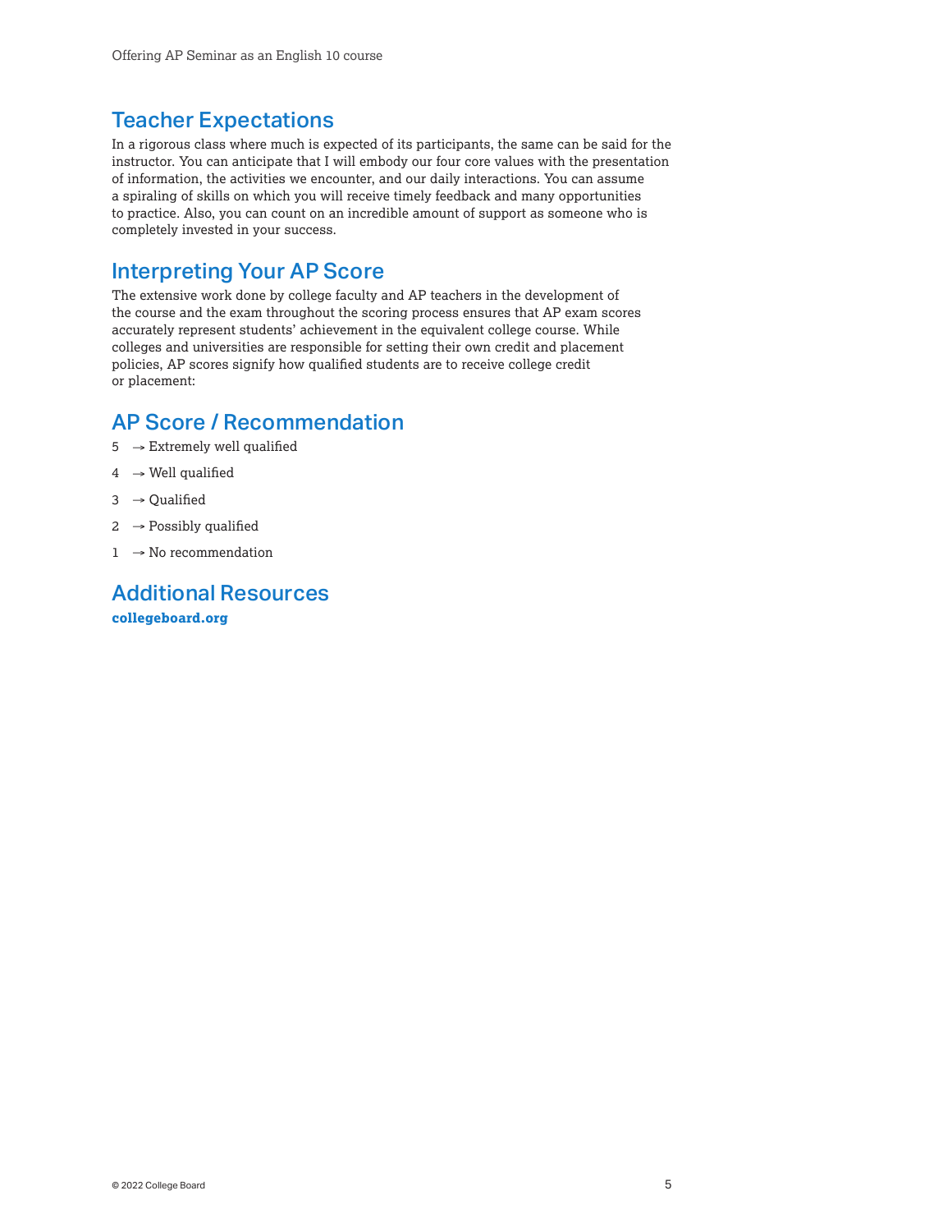## Teacher Expectations

In a rigorous class where much is expected of its participants, the same can be said for the instructor. You can anticipate that I will embody our four core values with the presentation of information, the activities we encounter, and our daily interactions. You can assume a spiraling of skills on which you will receive timely feedback and many opportunities to practice. Also, you can count on an incredible amount of support as someone who is completely invested in your success.

## Interpreting Your AP Score

The extensive work done by college faculty and AP teachers in the development of the course and the exam throughout the scoring process ensures that AP exam scores accurately represent students' achievement in the equivalent college course. While colleges and universities are responsible for setting their own credit and placement policies, AP scores signify how qualified students are to receive college credit or placement:

## AP Score / Recommendation

5 → Extremely well qualified

4 → Well qualified

3 → Qualified

2 → Possibly qualified

1 → No recommendation

## Additional Resources

**collegeboard.org**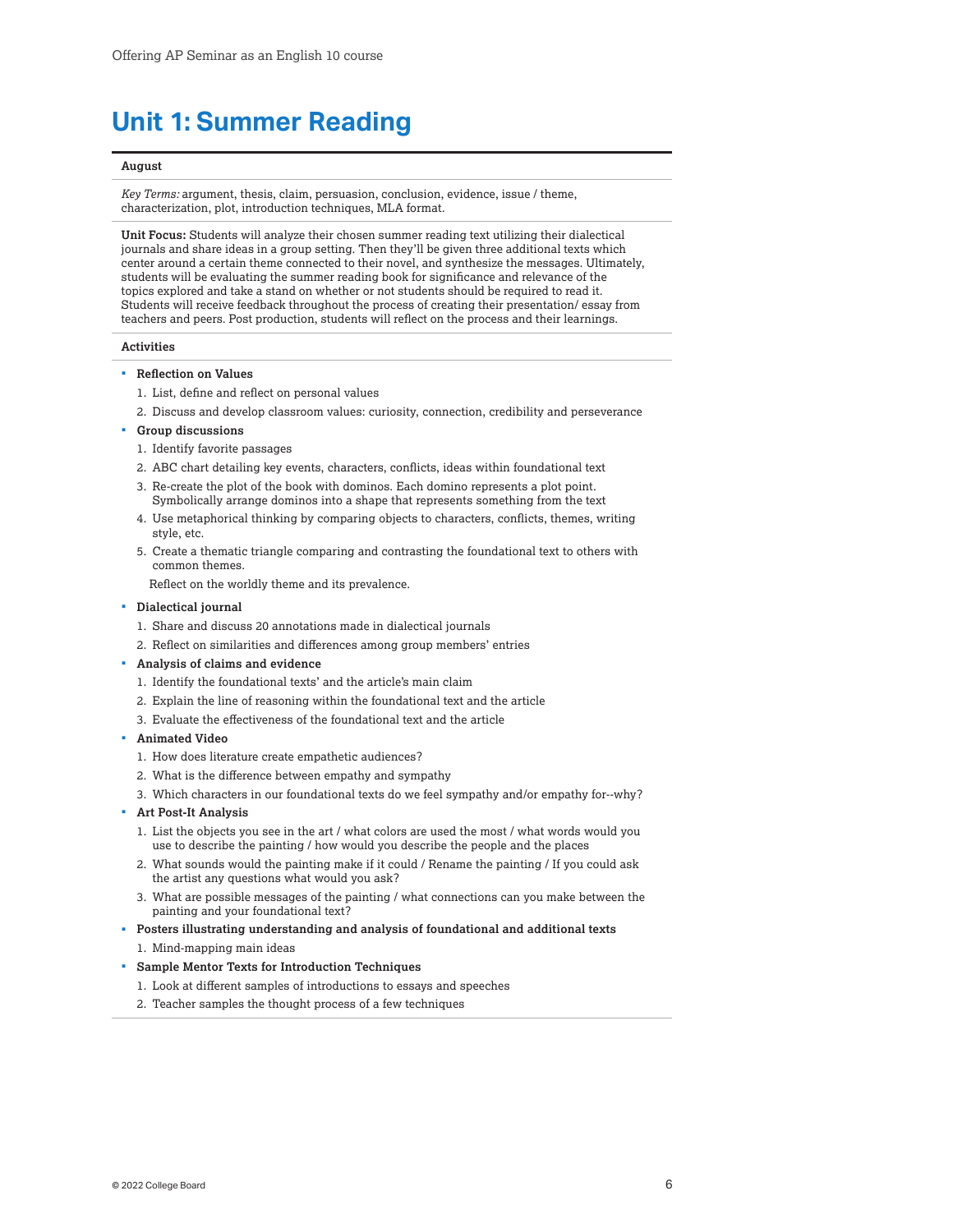# Unit 1: Summer Reading

**August**

*Key Terms:* argument, thesis, claim, persuasion, conclusion, evidence, issue / theme, characterization, plot, introduction techniques, MLA format.

**Unit Focus:** Students will analyze their chosen summer reading text utilizing their dialectical journals and share ideas in a group setting. Then they'll be given three additional texts which center around a certain theme connected to their novel, and synthesize the messages. Ultimately, students will be evaluating the summer reading book for significance and relevance of the topics explored and take a stand on whether or not students should be required to read it. Students will receive feedback throughout the process of creating their presentation/ essay from teachers and peers. Post production, students will reflect on the process and their learnings.

**Activities**

- **Reflection on Values**
  1. List, define and reflect on personal values
  2. Discuss and develop classroom values: curiosity, connection, credibility and perseverance
- **Group discussions**
  1. Identify favorite passages
  2. ABC chart detailing key events, characters, conflicts, ideas within foundational text
  3. Re-create the plot of the book with dominos. Each domino represents a plot point. Symbolically arrange dominos into a shape that represents something from the text
  4. Use metaphorical thinking by comparing objects to characters, conflicts, themes, writing style, etc.
  5. Create a thematic triangle comparing and contrasting the foundational text to others with common themes.

  Reflect on the worldly theme and its prevalence.
- **Dialectical journal**
  1. Share and discuss 20 annotations made in dialectical journals
  2. Reflect on similarities and differences among group members' entries
- **Analysis of claims and evidence**
  1. Identify the foundational texts' and the article's main claim
  2. Explain the line of reasoning within the foundational text and the article
  3. Evaluate the effectiveness of the foundational text and the article
- **Animated Video**
  1. How does literature create empathetic audiences?
  2. What is the difference between empathy and sympathy
  3. Which characters in our foundational texts do we feel sympathy and/or empathy for--why?
- **Art Post-It Analysis**
  1. List the objects you see in the art / what colors are used the most / what words would you use to describe the painting / how would you describe the people and the places
  2. What sounds would the painting make if it could / Rename the painting / If you could ask the artist any questions what would you ask?
  3. What are possible messages of the painting / what connections can you make between the painting and your foundational text?
- **Posters illustrating understanding and analysis of foundational and additional texts**
  1. Mind-mapping main ideas
- **Sample Mentor Texts for Introduction Techniques**
  1. Look at different samples of introductions to essays and speeches
  2. Teacher samples the thought process of a few techniques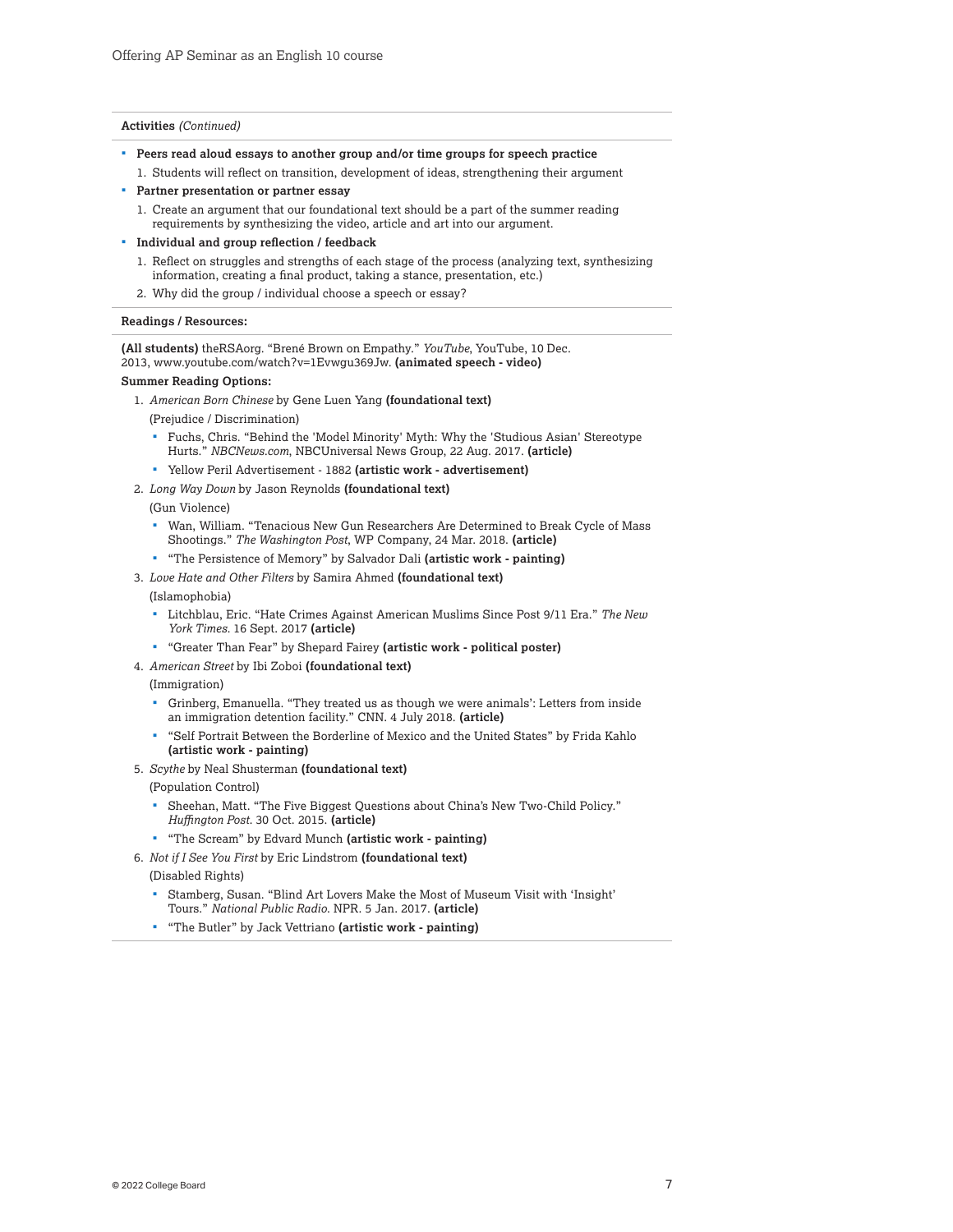**Activities** *(Continued)*

- **Peers read aloud essays to another group and/or time groups for speech practice**
  1. Students will reflect on transition, development of ideas, strengthening their argument
- **Partner presentation or partner essay**
  1. Create an argument that our foundational text should be a part of the summer reading requirements by synthesizing the video, article and art into our argument.
- **Individual and group reflection / feedback**
  1. Reflect on struggles and strengths of each stage of the process (analyzing text, synthesizing information, creating a final product, taking a stance, presentation, etc.)
  2. Why did the group / individual choose a speech or essay?

**Readings / Resources:**

**(All students)** theRSAorg. "Brené Brown on Empathy." *YouTube*, YouTube, 10 Dec. 2013, www.youtube.com/watch?v=1Evwgu369Jw. **(animated speech - video)**

**Summer Reading Options:**

1. *American Born Chinese* by Gene Luen Yang **(foundational text)**

   (Prejudice / Discrimination)

   - Fuchs, Chris. "Behind the 'Model Minority' Myth: Why the 'Studious Asian' Stereotype Hurts." *NBCNews.com*, NBCUniversal News Group, 22 Aug. 2017. **(article)**
   - Yellow Peril Advertisement - 1882 **(artistic work - advertisement)**

2. *Long Way Down* by Jason Reynolds **(foundational text)**

   (Gun Violence)

   - Wan, William. "Tenacious New Gun Researchers Are Determined to Break Cycle of Mass Shootings." *The Washington Post*, WP Company, 24 Mar. 2018. **(article)**
   - "The Persistence of Memory" by Salvador Dali **(artistic work - painting)**

3. *Love Hate and Other Filters* by Samira Ahmed **(foundational text)**

   (Islamophobia)

   - Litchblau, Eric. "Hate Crimes Against American Muslims Since Post 9/11 Era." *The New York Times*. 16 Sept. 2017 **(article)**
   - "Greater Than Fear" by Shepard Fairey **(artistic work - political poster)**

4. *American Street* by Ibi Zoboi **(foundational text)**

   (Immigration)

   - Grinberg, Emanuella. "They treated us as though we were animals': Letters from inside an immigration detention facility." CNN. 4 July 2018. **(article)**
   - "Self Portrait Between the Borderline of Mexico and the United States" by Frida Kahlo **(artistic work - painting)**

5. *Scythe* by Neal Shusterman **(foundational text)**

   (Population Control)

   - Sheehan, Matt. "The Five Biggest Questions about China's New Two-Child Policy." *Huffington Post*. 30 Oct. 2015. **(article)**
   - "The Scream" by Edvard Munch **(artistic work - painting)**

6. *Not if I See You First* by Eric Lindstrom **(foundational text)**

   (Disabled Rights)

   - Stamberg, Susan. "Blind Art Lovers Make the Most of Museum Visit with 'Insight' Tours." *National Public Radio*. NPR. 5 Jan. 2017. **(article)**
   - "The Butler" by Jack Vettriano **(artistic work - painting)**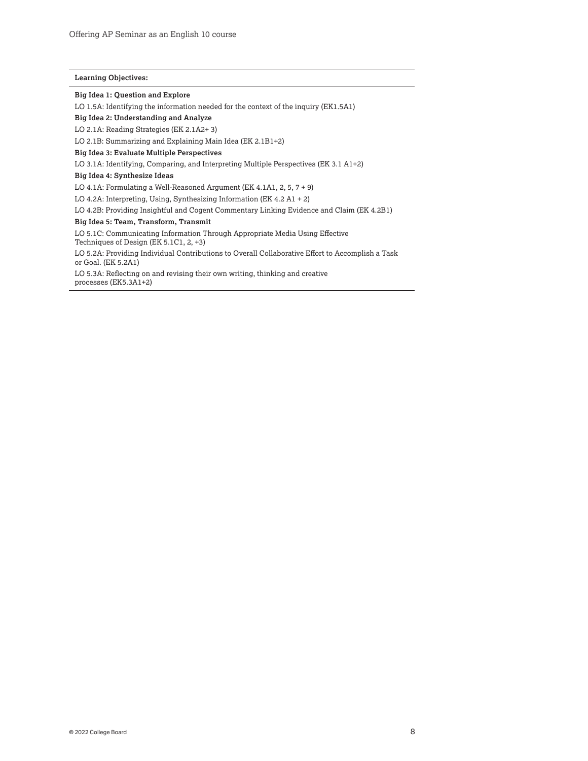**Learning Objectives:**

**Big Idea 1: Question and Explore**

LO 1.5A: Identifying the information needed for the context of the inquiry (EK1.5A1)

**Big Idea 2: Understanding and Analyze**

LO 2.1A: Reading Strategies (EK 2.1A2+ 3)

LO 2.1B: Summarizing and Explaining Main Idea (EK 2.1B1+2)

**Big Idea 3: Evaluate Multiple Perspectives**

LO 3.1A: Identifying, Comparing, and Interpreting Multiple Perspectives (EK 3.1 A1+2)

**Big Idea 4: Synthesize Ideas**

LO 4.1A: Formulating a Well-Reasoned Argument (EK 4.1A1, 2, 5, 7 + 9)

LO 4.2A: Interpreting, Using, Synthesizing Information (EK 4.2 A1 + 2)

LO 4.2B: Providing Insightful and Cogent Commentary Linking Evidence and Claim (EK 4.2B1)

**Big Idea 5: Team, Transform, Transmit**

LO 5.1C: Communicating Information Through Appropriate Media Using Effective Techniques of Design (EK 5.1C1, 2, +3)

LO 5.2A: Providing Individual Contributions to Overall Collaborative Effort to Accomplish a Task or Goal. (EK 5.2A1)

LO 5.3A: Reflecting on and revising their own writing, thinking and creative processes (EK5.3A1+2)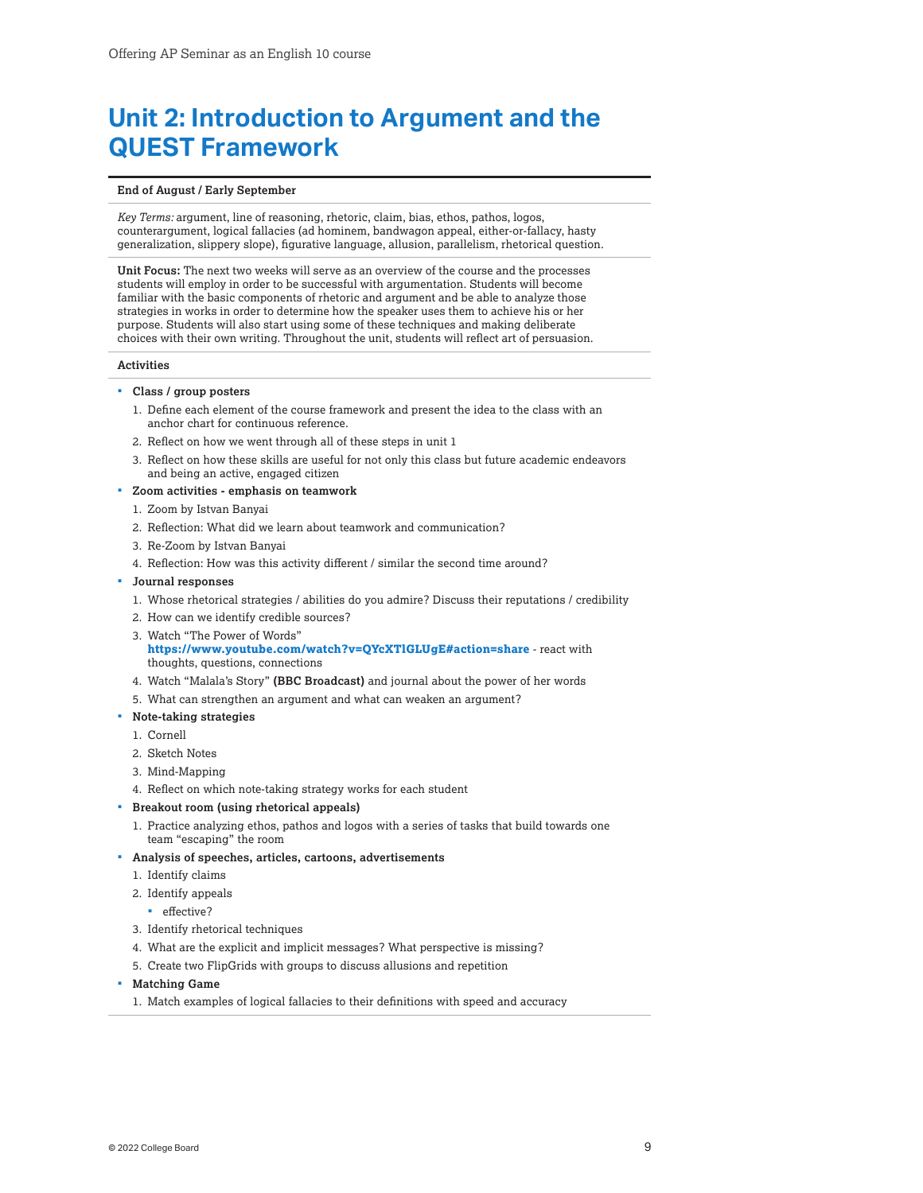# Unit 2: Introduction to Argument and the QUEST Framework

**End of August / Early September**

*Key Terms:* argument, line of reasoning, rhetoric, claim, bias, ethos, pathos, logos, counterargument, logical fallacies (ad hominem, bandwagon appeal, either-or-fallacy, hasty generalization, slippery slope), figurative language, allusion, parallelism, rhetorical question.

**Unit Focus:** The next two weeks will serve as an overview of the course and the processes students will employ in order to be successful with argumentation. Students will become familiar with the basic components of rhetoric and argument and be able to analyze those strategies in works in order to determine how the speaker uses them to achieve his or her purpose. Students will also start using some of these techniques and making deliberate choices with their own writing. Throughout the unit, students will reflect art of persuasion.

**Activities**

- **Class / group posters**
  1. Define each element of the course framework and present the idea to the class with an anchor chart for continuous reference.
  2. Reflect on how we went through all of these steps in unit 1
  3. Reflect on how these skills are useful for not only this class but future academic endeavors and being an active, engaged citizen
- **Zoom activities - emphasis on teamwork**
  1. Zoom by Istvan Banyai
  2. Reflection: What did we learn about teamwork and communication?
  3. Re-Zoom by Istvan Banyai
  4. Reflection: How was this activity different / similar the second time around?
- **Journal responses**
  1. Whose rhetorical strategies / abilities do you admire? Discuss their reputations / credibility
  2. How can we identify credible sources?
  3. Watch "The Power of Words" **https://www.youtube.com/watch?v=QYcXTlGLUgE#action=share** - react with thoughts, questions, connections
  4. Watch "Malala's Story" **(BBC Broadcast)** and journal about the power of her words
  5. What can strengthen an argument and what can weaken an argument?
- **Note-taking strategies**
  1. Cornell
  2. Sketch Notes
  3. Mind-Mapping
  4. Reflect on which note-taking strategy works for each student
- **Breakout room (using rhetorical appeals)**
  1. Practice analyzing ethos, pathos and logos with a series of tasks that build towards one team "escaping" the room
- **Analysis of speeches, articles, cartoons, advertisements**
  1. Identify claims
  2. Identify appeals
     - effective?
  3. Identify rhetorical techniques
  4. What are the explicit and implicit messages? What perspective is missing?
  5. Create two FlipGrids with groups to discuss allusions and repetition
- **Matching Game**
  1. Match examples of logical fallacies to their definitions with speed and accuracy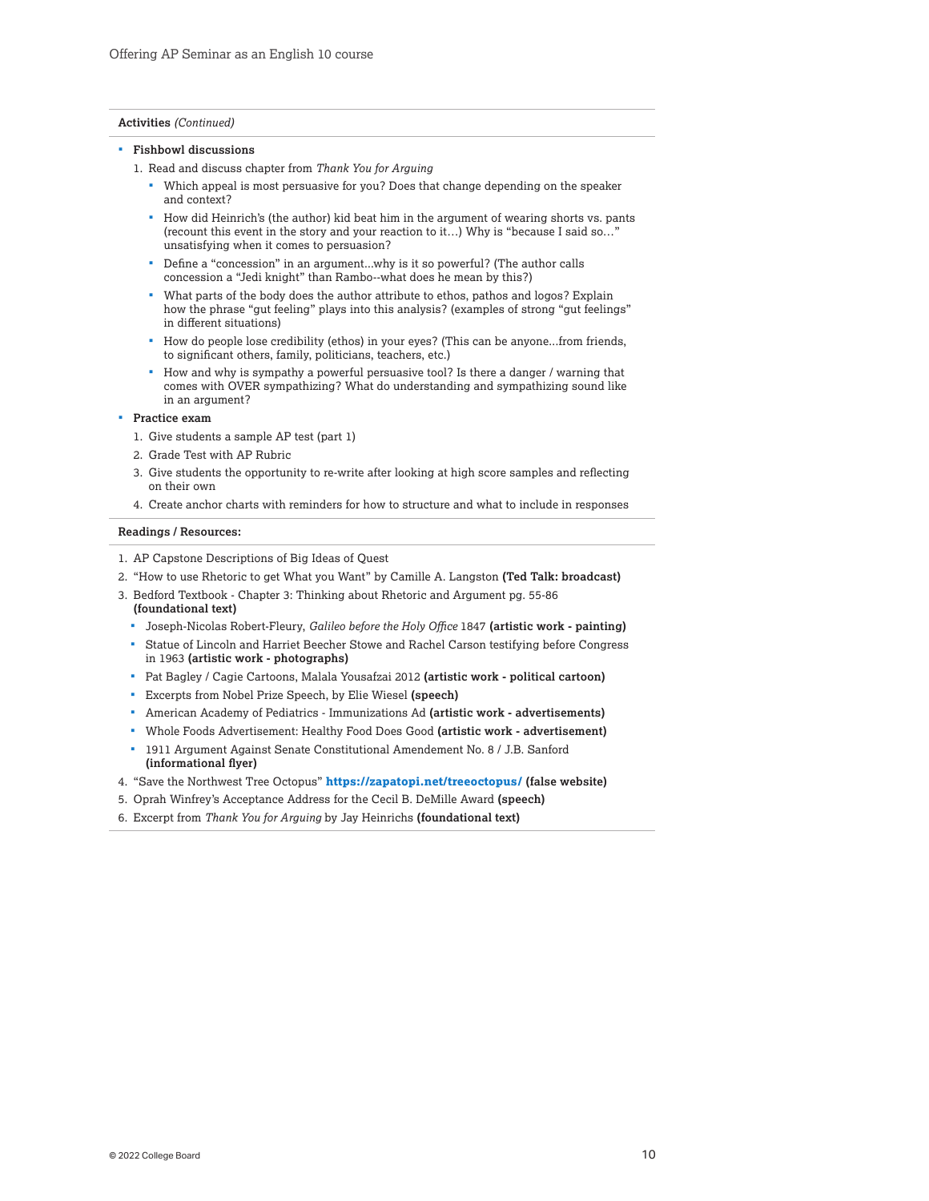**Activities** *(Continued)*

- **Fishbowl discussions**
  1. Read and discuss chapter from *Thank You for Arguing*
     - Which appeal is most persuasive for you? Does that change depending on the speaker and context?
     - How did Heinrich's (the author) kid beat him in the argument of wearing shorts vs. pants (recount this event in the story and your reaction to it…) Why is "because I said so…" unsatisfying when it comes to persuasion?
     - Define a "concession" in an argument...why is it so powerful? (The author calls concession a "Jedi knight" than Rambo--what does he mean by this?)
     - What parts of the body does the author attribute to ethos, pathos and logos? Explain how the phrase "gut feeling" plays into this analysis? (examples of strong "gut feelings" in different situations)
     - How do people lose credibility (ethos) in your eyes? (This can be anyone...from friends, to significant others, family, politicians, teachers, etc.)
     - How and why is sympathy a powerful persuasive tool? Is there a danger / warning that comes with OVER sympathizing? What do understanding and sympathizing sound like in an argument?
- **Practice exam**
  1. Give students a sample AP test (part 1)
  2. Grade Test with AP Rubric
  3. Give students the opportunity to re-write after looking at high score samples and reflecting on their own
  4. Create anchor charts with reminders for how to structure and what to include in responses

**Readings / Resources:**

1. AP Capstone Descriptions of Big Ideas of Quest
2. "How to use Rhetoric to get What you Want" by Camille A. Langston **(Ted Talk: broadcast)**
3. Bedford Textbook - Chapter 3: Thinking about Rhetoric and Argument pg. 55-86 **(foundational text)**
   - Joseph-Nicolas Robert-Fleury, *Galileo before the Holy Office* 1847 **(artistic work - painting)**
   - Statue of Lincoln and Harriet Beecher Stowe and Rachel Carson testifying before Congress in 1963 **(artistic work - photographs)**
   - Pat Bagley / Cagie Cartoons, Malala Yousafzai 2012 **(artistic work - political cartoon)**
   - Excerpts from Nobel Prize Speech, by Elie Wiesel **(speech)**
   - American Academy of Pediatrics - Immunizations Ad **(artistic work - advertisements)**
   - Whole Foods Advertisement: Healthy Food Does Good **(artistic work - advertisement)**
   - 1911 Argument Against Senate Constitutional Amendement No. 8 / J.B. Sanford **(informational flyer)**
4. "Save the Northwest Tree Octopus" **https://zapatopi.net/treeoctopus/** **(false website)**
5. Oprah Winfrey's Acceptance Address for the Cecil B. DeMille Award **(speech)**
6. Excerpt from *Thank You for Arguing* by Jay Heinrichs **(foundational text)**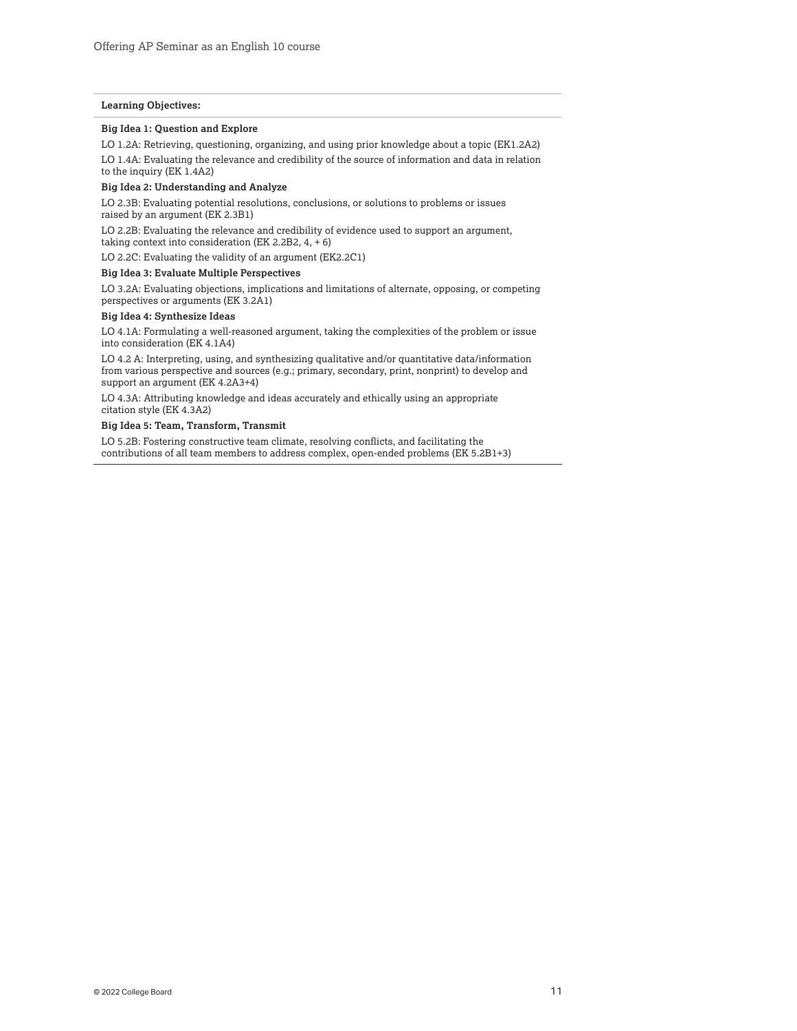**Learning Objectives:**

**Big Idea 1: Question and Explore**

LO 1.2A: Retrieving, questioning, organizing, and using prior knowledge about a topic (EK1.2A2)

LO 1.4A: Evaluating the relevance and credibility of the source of information and data in relation to the inquiry (EK 1.4A2)

**Big Idea 2: Understanding and Analyze**

LO 2.3B: Evaluating potential resolutions, conclusions, or solutions to problems or issues raised by an argument (EK 2.3B1)

LO 2.2B: Evaluating the relevance and credibility of evidence used to support an argument, taking context into consideration (EK 2.2B2, 4, + 6)

LO 2.2C: Evaluating the validity of an argument (EK2.2C1)

**Big Idea 3: Evaluate Multiple Perspectives**

LO 3.2A: Evaluating objections, implications and limitations of alternate, opposing, or competing perspectives or arguments (EK 3.2A1)

**Big Idea 4: Synthesize Ideas**

LO 4.1A: Formulating a well-reasoned argument, taking the complexities of the problem or issue into consideration (EK 4.1A4)

LO 4.2 A: Interpreting, using, and synthesizing qualitative and/or quantitative data/information from various perspective and sources (e.g.; primary, secondary, print, nonprint) to develop and support an argument (EK 4.2A3+4)

LO 4.3A: Attributing knowledge and ideas accurately and ethically using an appropriate citation style (EK 4.3A2)

**Big Idea 5: Team, Transform, Transmit**

LO 5.2B: Fostering constructive team climate, resolving conflicts, and facilitating the contributions of all team members to address complex, open-ended problems (EK 5.2B1+3)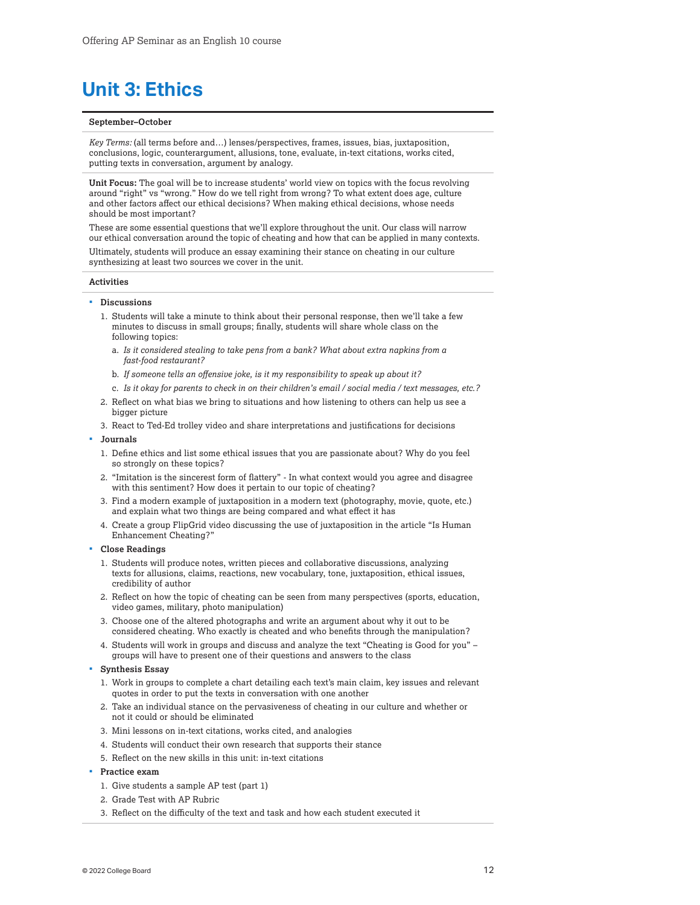# Unit 3: Ethics

**September–October**

*Key Terms:* (all terms before and…) lenses/perspectives, frames, issues, bias, juxtaposition, conclusions, logic, counterargument, allusions, tone, evaluate, in-text citations, works cited, putting texts in conversation, argument by analogy.

**Unit Focus:** The goal will be to increase students' world view on topics with the focus revolving around "right" vs "wrong." How do we tell right from wrong? To what extent does age, culture and other factors affect our ethical decisions? When making ethical decisions, whose needs should be most important?

These are some essential questions that we'll explore throughout the unit. Our class will narrow our ethical conversation around the topic of cheating and how that can be applied in many contexts.

Ultimately, students will produce an essay examining their stance on cheating in our culture synthesizing at least two sources we cover in the unit.

**Activities**

- **Discussions**
  1. Students will take a minute to think about their personal response, then we'll take a few minutes to discuss in small groups; finally, students will share whole class on the following topics:
     a. *Is it considered stealing to take pens from a bank? What about extra napkins from a fast-food restaurant?*
     b. *If someone tells an offensive joke, is it my responsibility to speak up about it?*
     c. *Is it okay for parents to check in on their children's email / social media / text messages, etc.?*
  2. Reflect on what bias we bring to situations and how listening to others can help us see a bigger picture
  3. React to Ted-Ed trolley video and share interpretations and justifications for decisions
- **Journals**
  1. Define ethics and list some ethical issues that you are passionate about? Why do you feel so strongly on these topics?
  2. "Imitation is the sincerest form of flattery" - In what context would you agree and disagree with this sentiment? How does it pertain to our topic of cheating?
  3. Find a modern example of juxtaposition in a modern text (photography, movie, quote, etc.) and explain what two things are being compared and what effect it has
  4. Create a group FlipGrid video discussing the use of juxtaposition in the article "Is Human Enhancement Cheating?"
- **Close Readings**
  1. Students will produce notes, written pieces and collaborative discussions, analyzing texts for allusions, claims, reactions, new vocabulary, tone, juxtaposition, ethical issues, credibility of author
  2. Reflect on how the topic of cheating can be seen from many perspectives (sports, education, video games, military, photo manipulation)
  3. Choose one of the altered photographs and write an argument about why it out to be considered cheating. Who exactly is cheated and who benefits through the manipulation?
  4. Students will work in groups and discuss and analyze the text "Cheating is Good for you" – groups will have to present one of their questions and answers to the class
- **Synthesis Essay**
  1. Work in groups to complete a chart detailing each text's main claim, key issues and relevant quotes in order to put the texts in conversation with one another
  2. Take an individual stance on the pervasiveness of cheating in our culture and whether or not it could or should be eliminated
  3. Mini lessons on in-text citations, works cited, and analogies
  4. Students will conduct their own research that supports their stance
  5. Reflect on the new skills in this unit: in-text citations
- **Practice exam**
  1. Give students a sample AP test (part 1)
  2. Grade Test with AP Rubric
  3. Reflect on the difficulty of the text and task and how each student executed it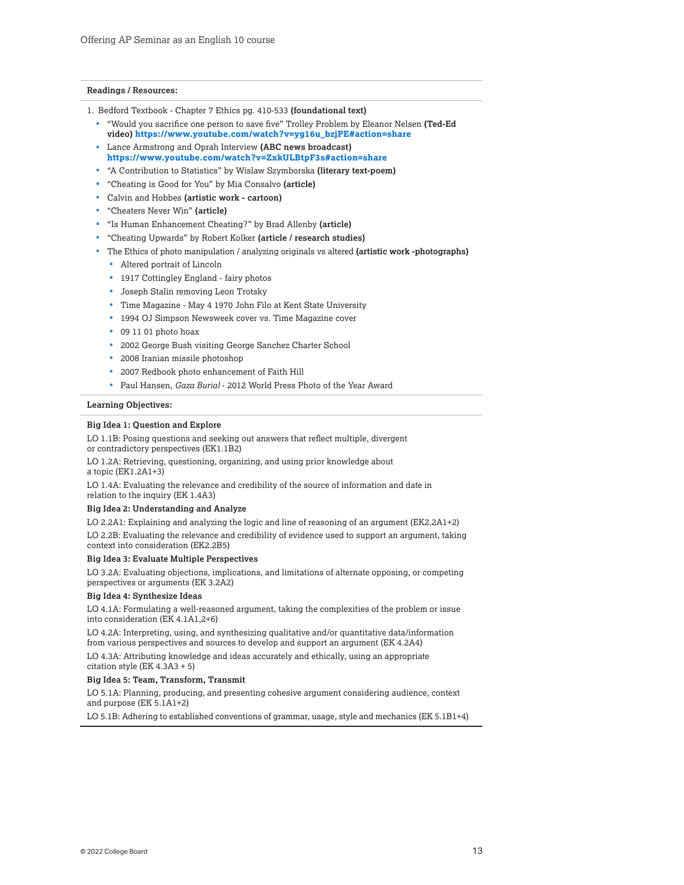**Readings / Resources:**

1. Bedford Textbook - Chapter 7 Ethics pg. 410-533 **(foundational text)**
   - "Would you sacrifice one person to save five" Trolley Problem by Eleanor Nelsen **(Ted-Ed video) https://www.youtube.com/watch?v=yg16u_bzjPE#action=share**
   - Lance Armstrong and Oprah Interview **(ABC news broadcast) https://www.youtube.com/watch?v=ZxkULBtpF3s#action=share**
   - "A Contribution to Statistics" by Wislaw Szymborska **(literary text-poem)**
   - "Cheating is Good for You" by Mia Consalvo **(article)**
   - Calvin and Hobbes **(artistic work - cartoon)**
   - "Cheaters Never Win" **(article)**
   - "Is Human Enhancement Cheating?" by Brad Allenby **(article)**
   - "Cheating Upwards" by Robert Kolker **(article / research studies)**
   - The Ethics of photo manipulation / analyzing originals vs altered **(artistic work -photographs)**
     - Altered portrait of Lincoln
     - 1917 Cottingley England - fairy photos
     - Joseph Stalin removing Leon Trotsky
     - Time Magazine - May 4 1970 John Filo at Kent State University
     - 1994 OJ Simpson Newsweek cover vs. Time Magazine cover
     - 09 11 01 photo hoax
     - 2002 George Bush visiting George Sanchez Charter School
     - 2008 Iranian missile photoshop
     - 2007 Redbook photo enhancement of Faith Hill
     - Paul Hansen, *Gaza Burial* - 2012 World Press Photo of the Year Award

**Learning Objectives:**

**Big Idea 1: Question and Explore**

LO 1.1B: Posing questions and seeking out answers that reflect multiple, divergent or contradictory perspectives (EK1.1B2)

LO 1.2A: Retrieving, questioning, organizing, and using prior knowledge about a topic (EK1.2A1+3)

LO 1.4A: Evaluating the relevance and credibility of the source of information and date in relation to the inquiry (EK 1.4A3)

**Big Idea 2: Understanding and Analyze**

LO 2.2A1: Explaining and analyzing the logic and line of reasoning of an argument (EK2.2A1+2)

LO 2.2B: Evaluating the relevance and credibility of evidence used to support an argument, taking context into consideration (EK2.2B5)

**Big Idea 3: Evaluate Multiple Perspectives**

LO 3.2A: Evaluating objections, implications, and limitations of alternate opposing, or competing perspectives or arguments (EK 3.2A2)

**Big Idea 4: Synthesize Ideas**

LO 4.1A: Formulating a well-reasoned argument, taking the complexities of the problem or issue into consideration (EK 4.1A1,2+6)

LO 4.2A: Interpreting, using, and synthesizing qualitative and/or quantitative data/information from various perspectives and sources to develop and support an argument (EK 4.2A4)

LO 4.3A: Attributing knowledge and ideas accurately and ethically, using an appropriate citation style (EK 4.3A3 + 5)

**Big Idea 5: Team, Transform, Transmit**

LO 5.1A: Planning, producing, and presenting cohesive argument considering audience, context and purpose (EK 5.1A1+2)

LO 5.1B: Adhering to established conventions of grammar, usage, style and mechanics (EK 5.1B1+4)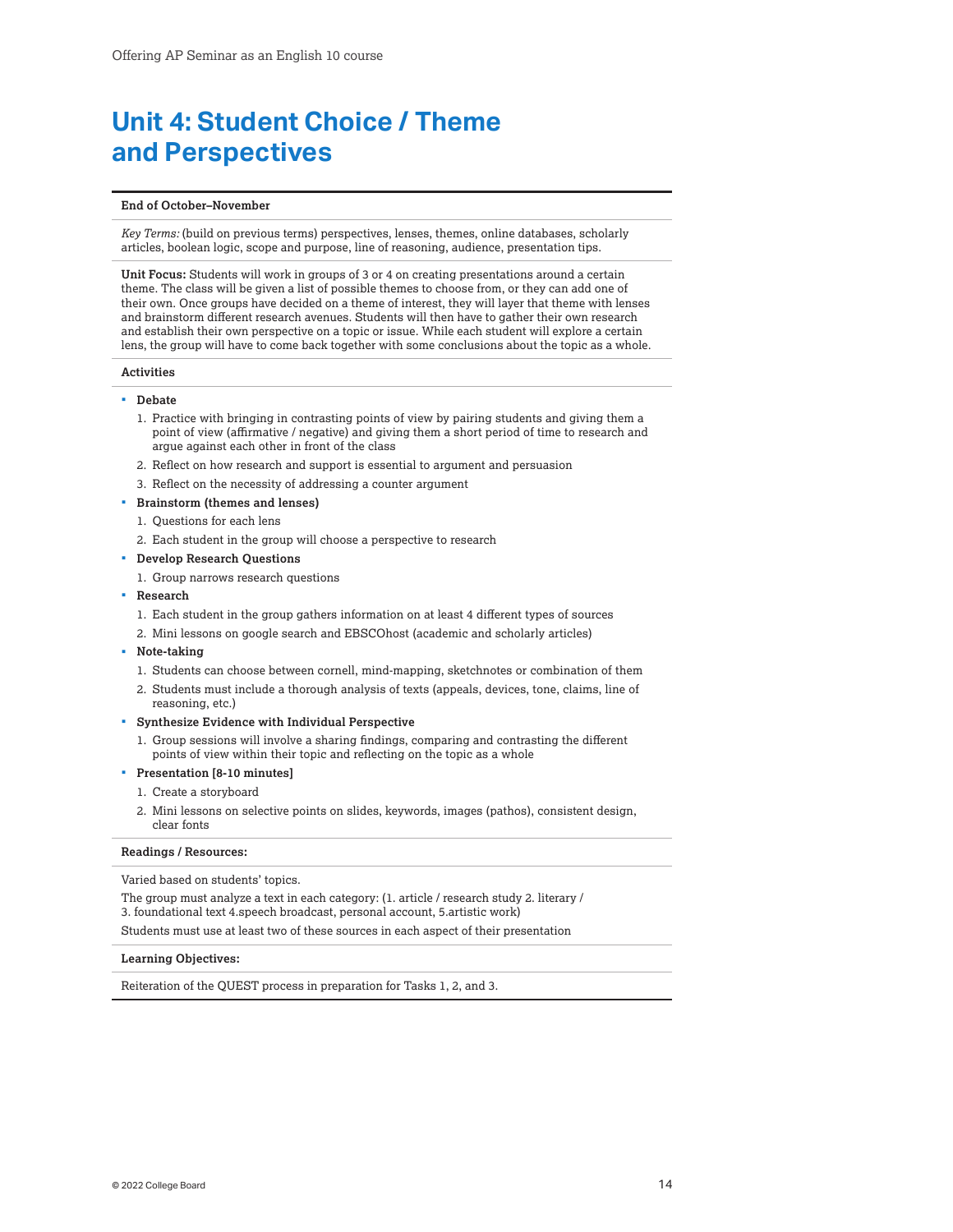# Unit 4: Student Choice / Theme and Perspectives

**End of October–November**

*Key Terms:* (build on previous terms) perspectives, lenses, themes, online databases, scholarly articles, boolean logic, scope and purpose, line of reasoning, audience, presentation tips.

**Unit Focus:** Students will work in groups of 3 or 4 on creating presentations around a certain theme. The class will be given a list of possible themes to choose from, or they can add one of their own. Once groups have decided on a theme of interest, they will layer that theme with lenses and brainstorm different research avenues. Students will then have to gather their own research and establish their own perspective on a topic or issue. While each student will explore a certain lens, the group will have to come back together with some conclusions about the topic as a whole.

**Activities**

- **Debate**
  1. Practice with bringing in contrasting points of view by pairing students and giving them a point of view (affirmative / negative) and giving them a short period of time to research and argue against each other in front of the class
  2. Reflect on how research and support is essential to argument and persuasion
  3. Reflect on the necessity of addressing a counter argument
- **Brainstorm (themes and lenses)**
  1. Questions for each lens
  2. Each student in the group will choose a perspective to research
- **Develop Research Questions**
  1. Group narrows research questions
- **Research**
  1. Each student in the group gathers information on at least 4 different types of sources
  2. Mini lessons on google search and EBSCOhost (academic and scholarly articles)
- **Note-taking**
  1. Students can choose between cornell, mind-mapping, sketchnotes or combination of them
  2. Students must include a thorough analysis of texts (appeals, devices, tone, claims, line of reasoning, etc.)
- **Synthesize Evidence with Individual Perspective**
  1. Group sessions will involve a sharing findings, comparing and contrasting the different points of view within their topic and reflecting on the topic as a whole
- **Presentation [8-10 minutes]**
  1. Create a storyboard
  2. Mini lessons on selective points on slides, keywords, images (pathos), consistent design, clear fonts

**Readings / Resources:**

Varied based on students' topics.

The group must analyze a text in each category: (1. article / research study 2. literary / 3. foundational text 4.speech broadcast, personal account, 5.artistic work)

Students must use at least two of these sources in each aspect of their presentation

**Learning Objectives:**

Reiteration of the QUEST process in preparation for Tasks 1, 2, and 3.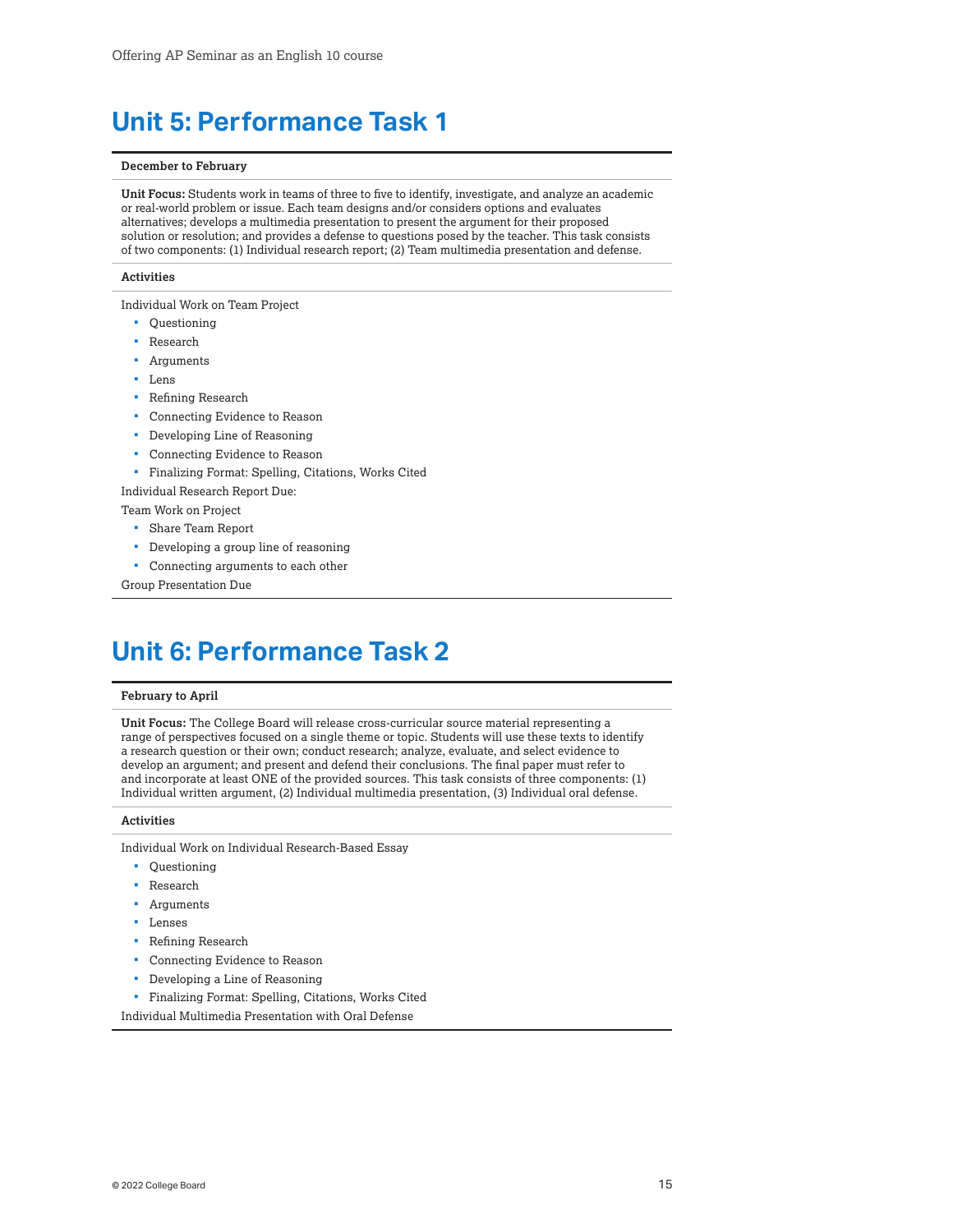## Unit 5: Performance Task 1

**December to February**

**Unit Focus:** Students work in teams of three to five to identify, investigate, and analyze an academic or real-world problem or issue. Each team designs and/or considers options and evaluates alternatives; develops a multimedia presentation to present the argument for their proposed solution or resolution; and provides a defense to questions posed by the teacher. This task consists of two components: (1) Individual research report; (2) Team multimedia presentation and defense.

**Activities**

Individual Work on Team Project

- Questioning
- Research
- Arguments
- Lens
- Refining Research
- Connecting Evidence to Reason
- Developing Line of Reasoning
- Connecting Evidence to Reason
- Finalizing Format: Spelling, Citations, Works Cited

Individual Research Report Due:

Team Work on Project

- Share Team Report
- Developing a group line of reasoning
- Connecting arguments to each other

Group Presentation Due

## Unit 6: Performance Task 2

**February to April**

**Unit Focus:** The College Board will release cross-curricular source material representing a range of perspectives focused on a single theme or topic. Students will use these texts to identify a research question or their own; conduct research; analyze, evaluate, and select evidence to develop an argument; and present and defend their conclusions. The final paper must refer to and incorporate at least ONE of the provided sources. This task consists of three components: (1) Individual written argument, (2) Individual multimedia presentation, (3) Individual oral defense.

**Activities**

Individual Work on Individual Research-Based Essay

- Questioning
- Research
- Arguments
- Lenses
- Refining Research
- Connecting Evidence to Reason
- Developing a Line of Reasoning
- Finalizing Format: Spelling, Citations, Works Cited

Individual Multimedia Presentation with Oral Defense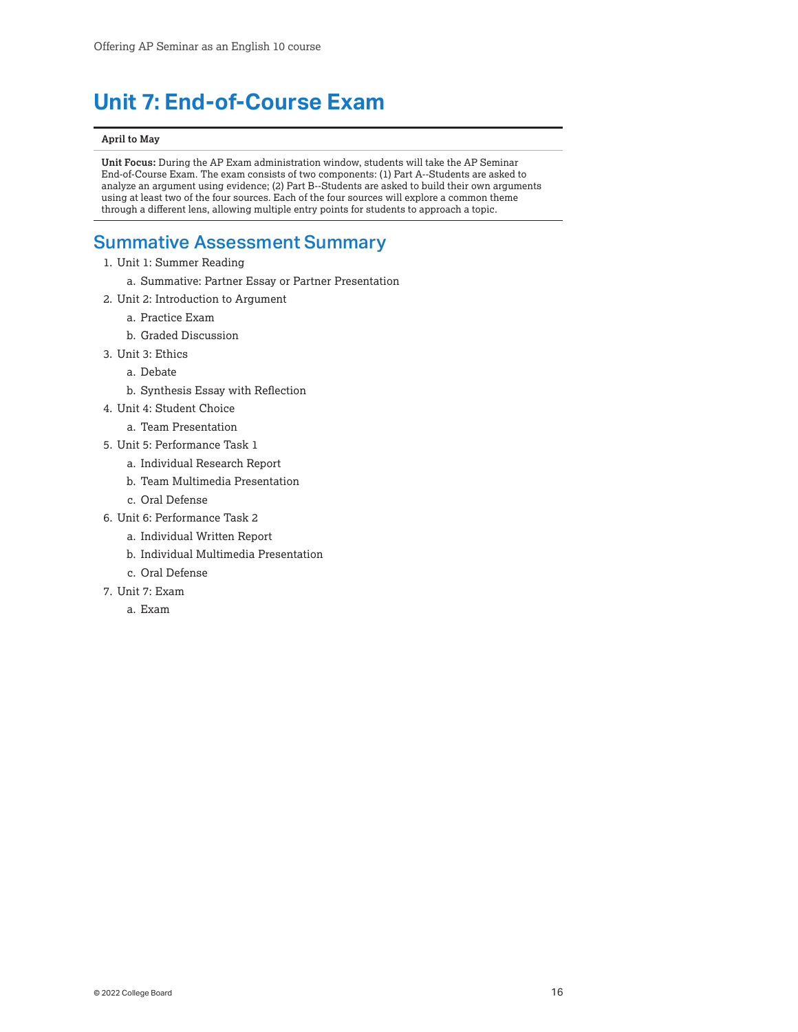# Unit 7: End-of-Course Exam

**April to May**

**Unit Focus:** During the AP Exam administration window, students will take the AP Seminar End-of-Course Exam. The exam consists of two components: (1) Part A--Students are asked to analyze an argument using evidence; (2) Part B--Students are asked to build their own arguments using at least two of the four sources. Each of the four sources will explore a common theme through a different lens, allowing multiple entry points for students to approach a topic.

## Summative Assessment Summary

1. Unit 1: Summer Reading
   a. Summative: Partner Essay or Partner Presentation
2. Unit 2: Introduction to Argument
   a. Practice Exam
   b. Graded Discussion
3. Unit 3: Ethics
   a. Debate
   b. Synthesis Essay with Reflection
4. Unit 4: Student Choice
   a. Team Presentation
5. Unit 5: Performance Task 1
   a. Individual Research Report
   b. Team Multimedia Presentation
   c. Oral Defense
6. Unit 6: Performance Task 2
   a. Individual Written Report
   b. Individual Multimedia Presentation
   c. Oral Defense
7. Unit 7: Exam
   a. Exam